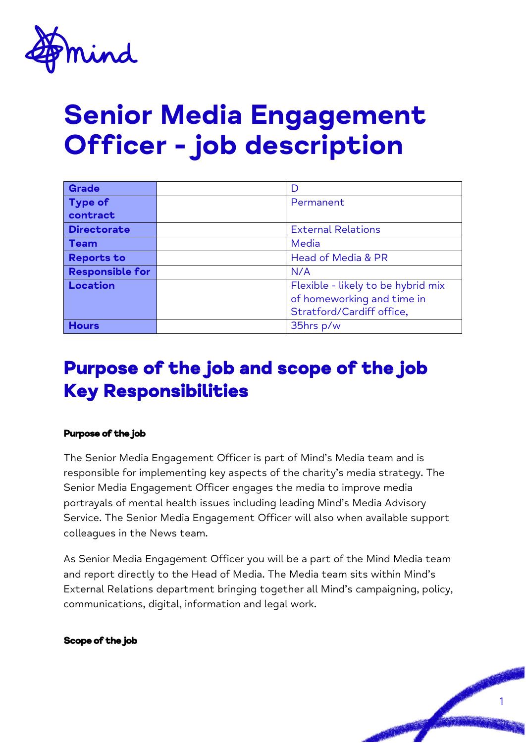# Senior Media Engagement Officer - job description

| | | |
|---|---|---|
| **Grade** | | D |
| **Type of contract** | | Permanent |
| **Directorate** | | External Relations |
| **Team** | | Media |
| **Reports to** | | Head of Media & PR |
| **Responsible for** | | N/A |
| **Location** | | Flexible - likely to be hybrid mix of homeworking and time in Stratford/Cardiff office, |
| **Hours** | | 35hrs p/w |

## Purpose of the job and scope of the job Key Responsibilities

**Purpose of the job**

The Senior Media Engagement Officer is part of Mind's Media team and is responsible for implementing key aspects of the charity's media strategy. The Senior Media Engagement Officer engages the media to improve media portrayals of mental health issues including leading Mind's Media Advisory Service. The Senior Media Engagement Officer will also when available support colleagues in the News team.

As Senior Media Engagement Officer you will be a part of the Mind Media team and report directly to the Head of Media. The Media team sits within Mind's External Relations department bringing together all Mind's campaigning, policy, communications, digital, information and legal work.

**Scope of the job**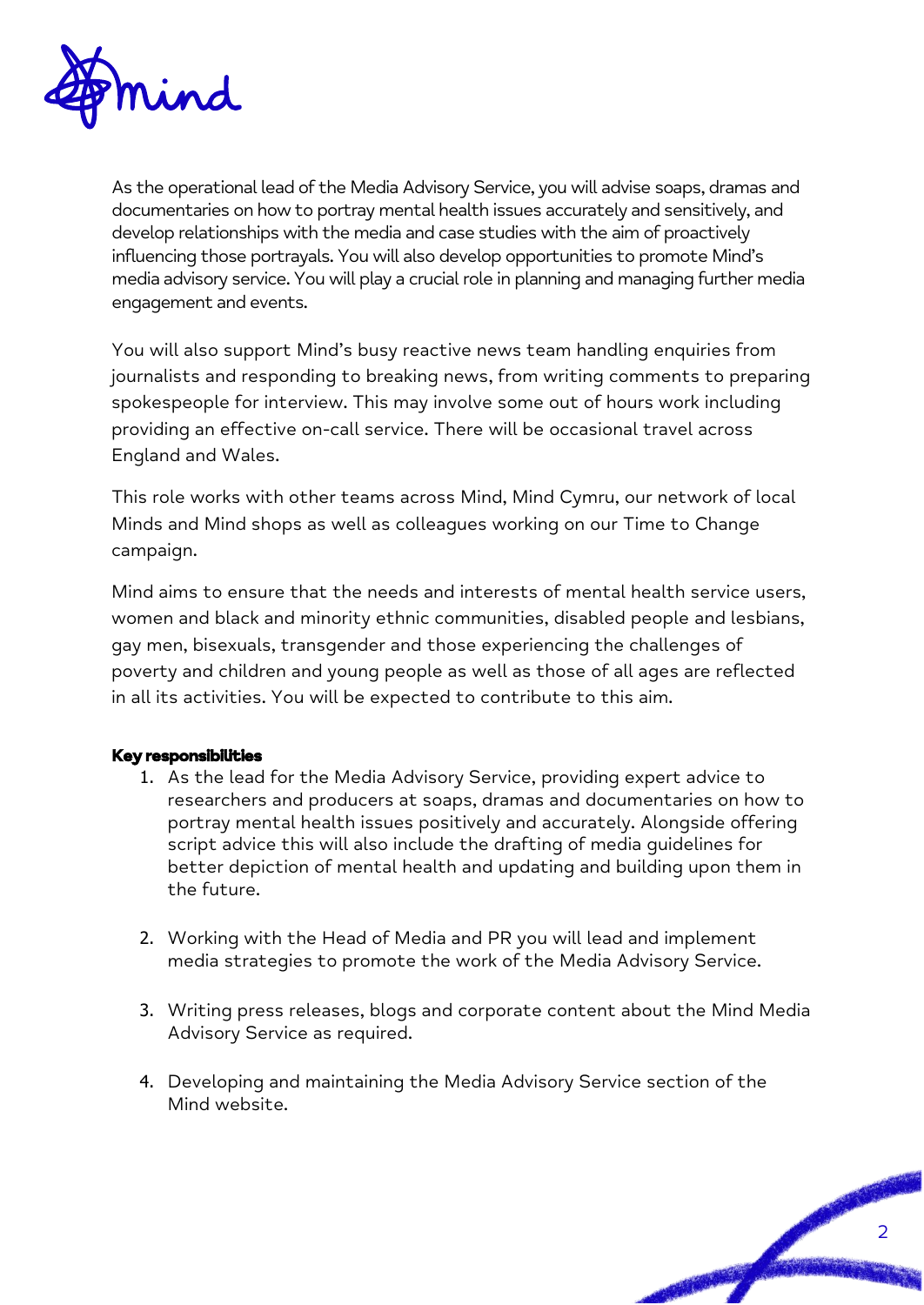As the operational lead of the Media Advisory Service, you will advise soaps, dramas and documentaries on how to portray mental health issues accurately and sensitively, and develop relationships with the media and case studies with the aim of proactively influencing those portrayals. You will also develop opportunities to promote Mind's media advisory service. You will play a crucial role in planning and managing further media engagement and events.

You will also support Mind's busy reactive news team handling enquiries from journalists and responding to breaking news, from writing comments to preparing spokespeople for interview. This may involve some out of hours work including providing an effective on-call service. There will be occasional travel across England and Wales.

This role works with other teams across Mind, Mind Cymru, our network of local Minds and Mind shops as well as colleagues working on our Time to Change campaign.

Mind aims to ensure that the needs and interests of mental health service users, women and black and minority ethnic communities, disabled people and lesbians, gay men, bisexuals, transgender and those experiencing the challenges of poverty and children and young people as well as those of all ages are reflected in all its activities. You will be expected to contribute to this aim.

**Key responsibilities**

1. As the lead for the Media Advisory Service, providing expert advice to researchers and producers at soaps, dramas and documentaries on how to portray mental health issues positively and accurately. Alongside offering script advice this will also include the drafting of media guidelines for better depiction of mental health and updating and building upon them in the future.

2. Working with the Head of Media and PR you will lead and implement media strategies to promote the work of the Media Advisory Service.

3. Writing press releases, blogs and corporate content about the Mind Media Advisory Service as required.

4. Developing and maintaining the Media Advisory Service section of the Mind website.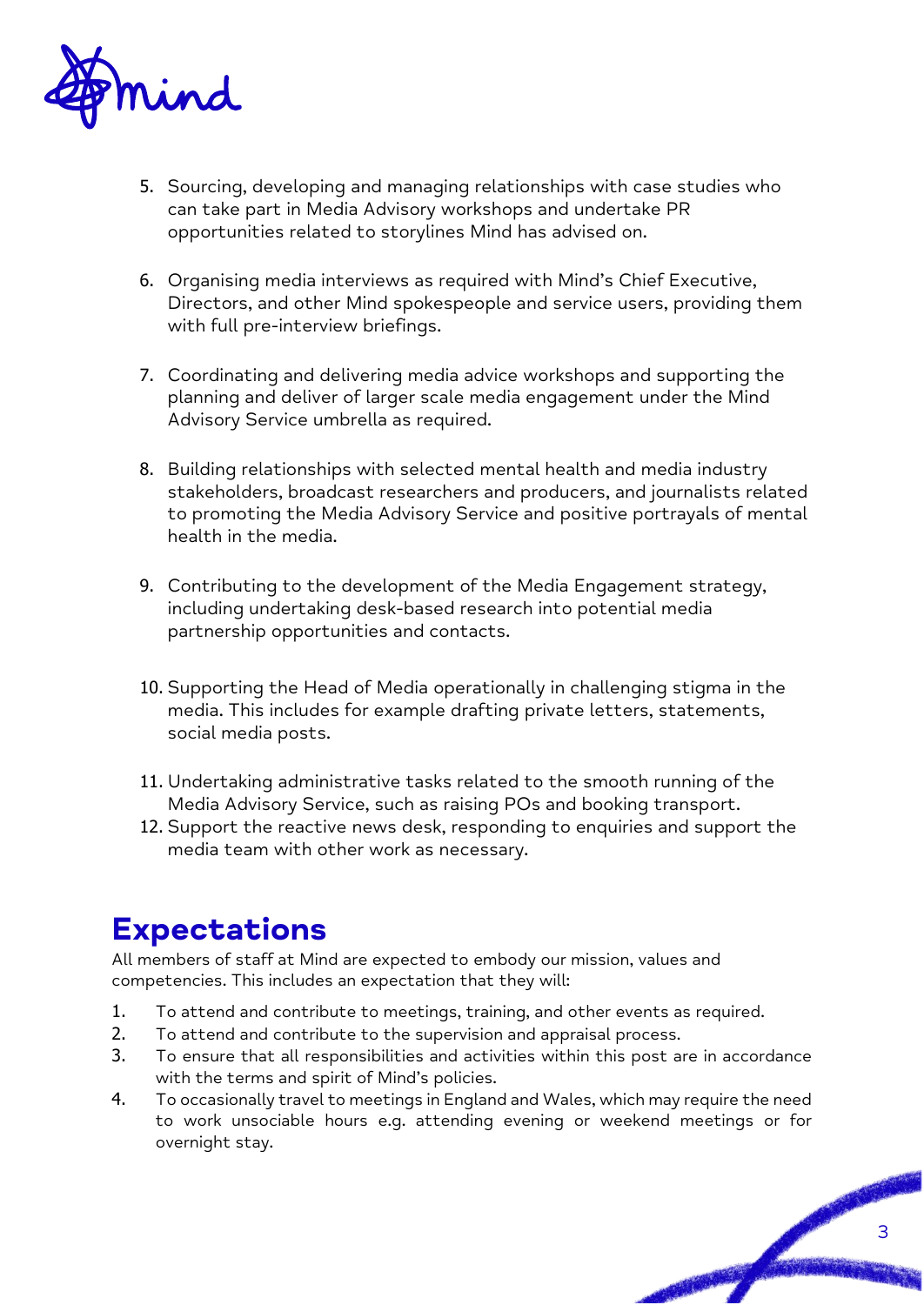5. Sourcing, developing and managing relationships with case studies who can take part in Media Advisory workshops and undertake PR opportunities related to storylines Mind has advised on.

6. Organising media interviews as required with Mind's Chief Executive, Directors, and other Mind spokespeople and service users, providing them with full pre-interview briefings.

7. Coordinating and delivering media advice workshops and supporting the planning and deliver of larger scale media engagement under the Mind Advisory Service umbrella as required.

8. Building relationships with selected mental health and media industry stakeholders, broadcast researchers and producers, and journalists related to promoting the Media Advisory Service and positive portrayals of mental health in the media.

9. Contributing to the development of the Media Engagement strategy, including undertaking desk-based research into potential media partnership opportunities and contacts.

10. Supporting the Head of Media operationally in challenging stigma in the media. This includes for example drafting private letters, statements, social media posts.

11. Undertaking administrative tasks related to the smooth running of the Media Advisory Service, such as raising POs and booking transport.
12. Support the reactive news desk, responding to enquiries and support the media team with other work as necessary.

# Expectations

All members of staff at Mind are expected to embody our mission, values and competencies. This includes an expectation that they will:

1. To attend and contribute to meetings, training, and other events as required.
2. To attend and contribute to the supervision and appraisal process.
3. To ensure that all responsibilities and activities within this post are in accordance with the terms and spirit of Mind's policies.
4. To occasionally travel to meetings in England and Wales, which may require the need to work unsociable hours e.g. attending evening or weekend meetings or for overnight stay.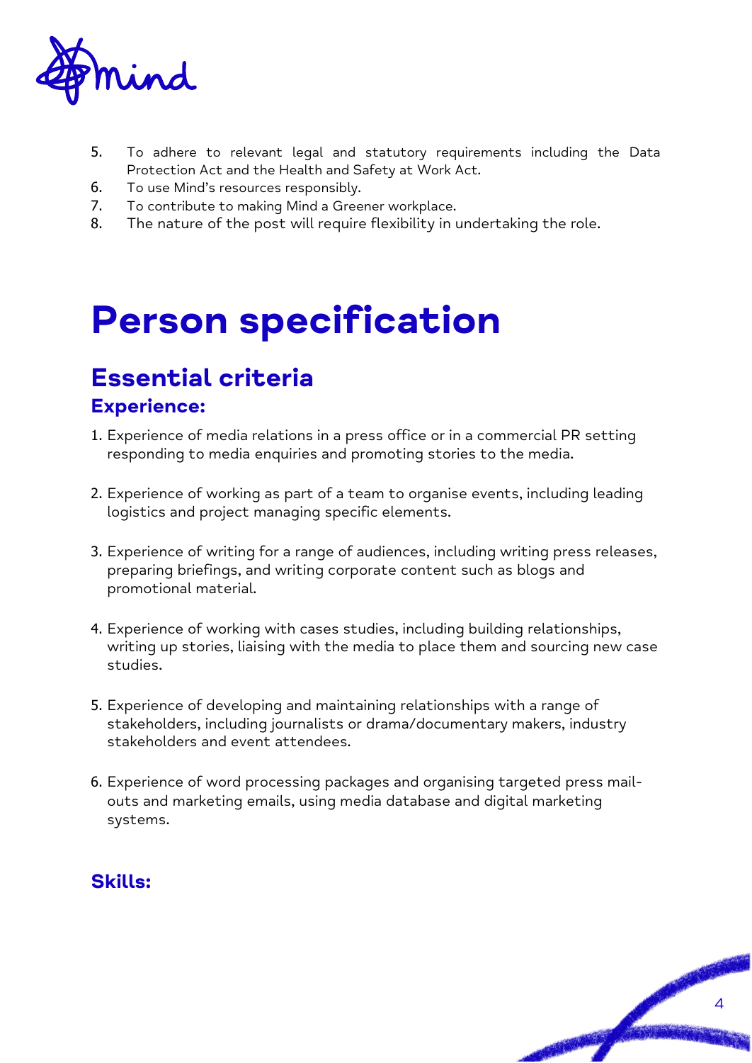5. To adhere to relevant legal and statutory requirements including the Data Protection Act and the Health and Safety at Work Act.
6. To use Mind's resources responsibly.
7. To contribute to making Mind a Greener workplace.
8. The nature of the post will require flexibility in undertaking the role.

# Person specification

## Essential criteria

### Experience:

1. Experience of media relations in a press office or in a commercial PR setting responding to media enquiries and promoting stories to the media.

2. Experience of working as part of a team to organise events, including leading logistics and project managing specific elements.

3. Experience of writing for a range of audiences, including writing press releases, preparing briefings, and writing corporate content such as blogs and promotional material.

4. Experience of working with cases studies, including building relationships, writing up stories, liaising with the media to place them and sourcing new case studies.

5. Experience of developing and maintaining relationships with a range of stakeholders, including journalists or drama/documentary makers, industry stakeholders and event attendees.

6. Experience of word processing packages and organising targeted press mail-outs and marketing emails, using media database and digital marketing systems.

### Skills: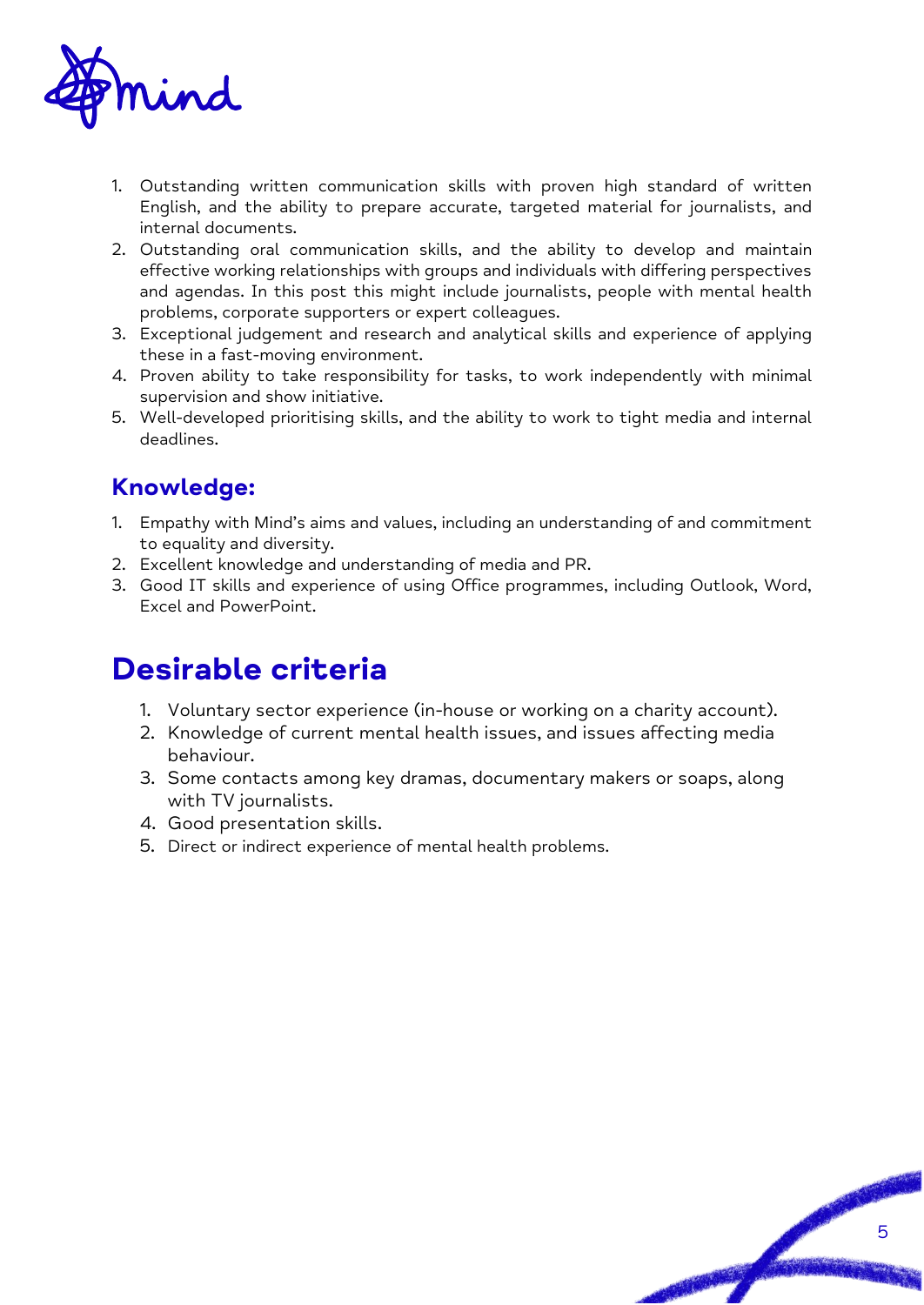1. Outstanding written communication skills with proven high standard of written English, and the ability to prepare accurate, targeted material for journalists, and internal documents.
2. Outstanding oral communication skills, and the ability to develop and maintain effective working relationships with groups and individuals with differing perspectives and agendas. In this post this might include journalists, people with mental health problems, corporate supporters or expert colleagues.
3. Exceptional judgement and research and analytical skills and experience of applying these in a fast-moving environment.
4. Proven ability to take responsibility for tasks, to work independently with minimal supervision and show initiative.
5. Well-developed prioritising skills, and the ability to work to tight media and internal deadlines.

## Knowledge:

1. Empathy with Mind's aims and values, including an understanding of and commitment to equality and diversity.
2. Excellent knowledge and understanding of media and PR.
3. Good IT skills and experience of using Office programmes, including Outlook, Word, Excel and PowerPoint.

# Desirable criteria

1. Voluntary sector experience (in-house or working on a charity account).
2. Knowledge of current mental health issues, and issues affecting media behaviour.
3. Some contacts among key dramas, documentary makers or soaps, along with TV journalists.
4. Good presentation skills.
5. Direct or indirect experience of mental health problems.